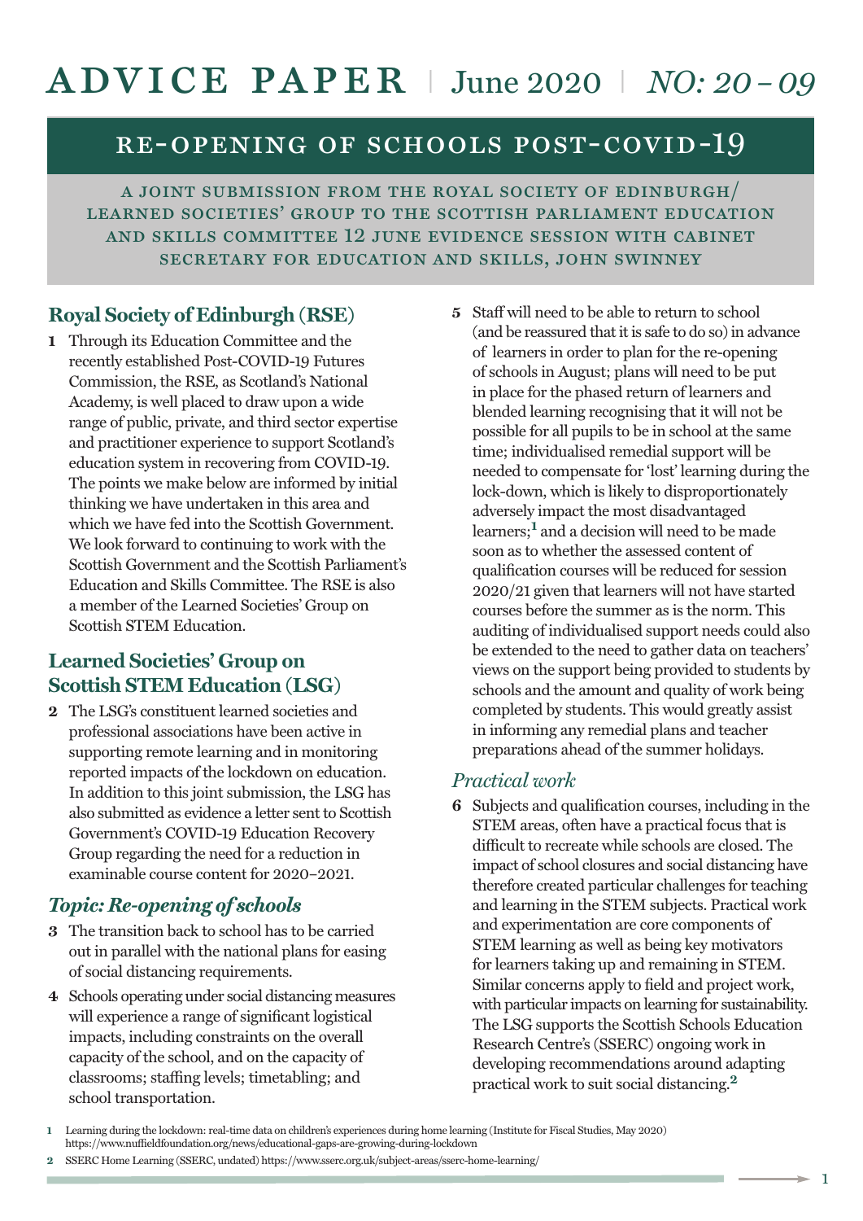# ADVICE PAPER | June 2020 | *NO: 20 – 09*

## RE-OPENING OF SCHOOLS POST-COVID-19

A JOINT SUBMISSION FROM THE ROYAL SOCIETY OF EDINBURGH/ LEARNED SOCIETIES' GROUP TO THE SCOTTISH PARLIAMENT EDUCATION AND SKILLS COMMITTEE 12 JUNE EVIDENCE SESSION WITH CABINET SECRETARY FOR EDUCATION AND SKILLS, JOHN SWINNEY

### Royal Society of Edinburgh (RSE)

**1** Through its Education Committee and the recently established Post-COVID-19 Futures Commission, the RSE, as Scotland's National Academy, is well placed to draw upon a wide range of public, private, and third sector expertise and practitioner experience to support Scotland's education system in recovering from COVID-19. The points we make below are informed by initial thinking we have undertaken in this area and which we have fed into the Scottish Government. We look forward to continuing to work with the Scottish Government and the Scottish Parliament's Education and Skills Committee. The RSE is also a member of the Learned Societies' Group on Scottish STEM Education.

### Learned Societies' Group on Scottish STEM Education (LSG)

**2** The LSG's constituent learned societies and professional associations have been active in supporting remote learning and in monitoring reported impacts of the lockdown on education. In addition to this joint submission, the LSG has also submitted as evidence a letter sent to Scottish Government's COVID-19 Education Recovery Group regarding the need for a reduction in examinable course content for 2020–2021.

### *Topic: Re-opening of schools*

**3** The transition back to school has to be carried out in parallel with the national plans for easing of social distancing requirements.

**4** Schools operating under social distancing measures will experience a range of significant logistical impacts, including constraints on the overall capacity of the school, and on the capacity of classrooms; staffing levels; timetabling; and school transportation.

**5** Staff will need to be able to return to school (and be reassured that it is safe to do so) in advance of learners in order to plan for the re-opening of schools in August; plans will need to be put in place for the phased return of learners and blended learning recognising that it will not be possible for all pupils to be in school at the same time; individualised remedial support will be needed to compensate for 'lost' learning during the lock-down, which is likely to disproportionately adversely impact the most disadvantaged learners;[1] and a decision will need to be made soon as to whether the assessed content of qualification courses will be reduced for session 2020/21 given that learners will not have started courses before the summer as is the norm. This auditing of individualised support needs could also be extended to the need to gather data on teachers' views on the support being provided to students by schools and the amount and quality of work being completed by students. This would greatly assist in informing any remedial plans and teacher preparations ahead of the summer holidays.

### *Practical work*

**6** Subjects and qualification courses, including in the STEM areas, often have a practical focus that is difficult to recreate while schools are closed. The impact of school closures and social distancing have therefore created particular challenges for teaching and learning in the STEM subjects. Practical work and experimentation are core components of STEM learning as well as being key motivators for learners taking up and remaining in STEM. Similar concerns apply to field and project work, with particular impacts on learning for sustainability. The LSG supports the Scottish Schools Education Research Centre's (SSERC) ongoing work in developing recommendations around adapting practical work to suit social distancing.[2]

---

**1** Learning during the lockdown: real-time data on children's experiences during home learning (Institute for Fiscal Studies, May 2020) https://www.nuffieldfoundation.org/news/educational-gaps-are-growing-during-lockdown

**2** SSERC Home Learning (SSERC, undated) https://www.sserc.org.uk/subject-areas/sserc-home-learning/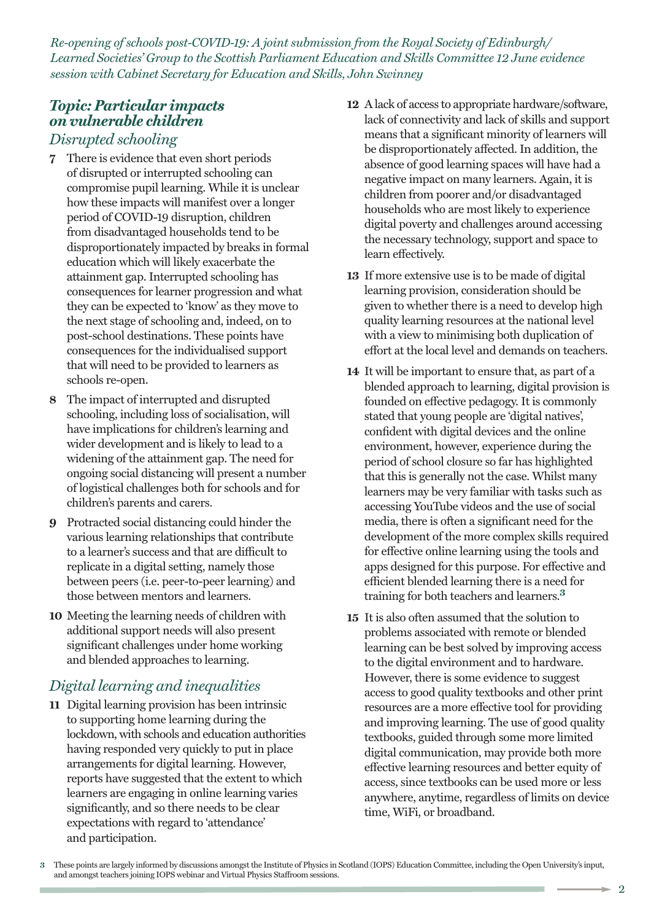## *Topic: Particular impacts on vulnerable children*

### *Disrupted schooling*

**7** There is evidence that even short periods of disrupted or interrupted schooling can compromise pupil learning. While it is unclear how these impacts will manifest over a longer period of COVID-19 disruption, children from disadvantaged households tend to be disproportionately impacted by breaks in formal education which will likely exacerbate the attainment gap. Interrupted schooling has consequences for learner progression and what they can be expected to 'know' as they move to the next stage of schooling and, indeed, on to post-school destinations. These points have consequences for the individualised support that will need to be provided to learners as schools re-open.

**8** The impact of interrupted and disrupted schooling, including loss of socialisation, will have implications for children's learning and wider development and is likely to lead to a widening of the attainment gap. The need for ongoing social distancing will present a number of logistical challenges both for schools and for children's parents and carers.

**9** Protracted social distancing could hinder the various learning relationships that contribute to a learner's success and that are difficult to replicate in a digital setting, namely those between peers (i.e. peer-to-peer learning) and those between mentors and learners.

**10** Meeting the learning needs of children with additional support needs will also present significant challenges under home working and blended approaches to learning.

### *Digital learning and inequalities*

**11** Digital learning provision has been intrinsic to supporting home learning during the lockdown, with schools and education authorities having responded very quickly to put in place arrangements for digital learning. However, reports have suggested that the extent to which learners are engaging in online learning varies significantly, and so there needs to be clear expectations with regard to 'attendance' and participation.

**12** A lack of access to appropriate hardware/software, lack of connectivity and lack of skills and support means that a significant minority of learners will be disproportionately affected. In addition, the absence of good learning spaces will have had a negative impact on many learners. Again, it is children from poorer and/or disadvantaged households who are most likely to experience digital poverty and challenges around accessing the necessary technology, support and space to learn effectively.

**13** If more extensive use is to be made of digital learning provision, consideration should be given to whether there is a need to develop high quality learning resources at the national level with a view to minimising both duplication of effort at the local level and demands on teachers.

**14** It will be important to ensure that, as part of a blended approach to learning, digital provision is founded on effective pedagogy. It is commonly stated that young people are 'digital natives', confident with digital devices and the online environment, however, experience during the period of school closure so far has highlighted that this is generally not the case. Whilst many learners may be very familiar with tasks such as accessing YouTube videos and the use of social media, there is often a significant need for the development of the more complex skills required for effective online learning using the tools and apps designed for this purpose. For effective and efficient blended learning there is a need for training for both teachers and learners.[3]

**15** It is also often assumed that the solution to problems associated with remote or blended learning can be best solved by improving access to the digital environment and to hardware. However, there is some evidence to suggest access to good quality textbooks and other print resources are a more effective tool for providing and improving learning. The use of good quality textbooks, guided through some more limited digital communication, may provide both more effective learning resources and better equity of access, since textbooks can be used more or less anywhere, anytime, regardless of limits on device time, WiFi, or broadband.

[3] These points are largely informed by discussions amongst the Institute of Physics in Scotland (IOPS) Education Committee, including the Open University's input, and amongst teachers joining IOPS webinar and Virtual Physics Staffroom sessions.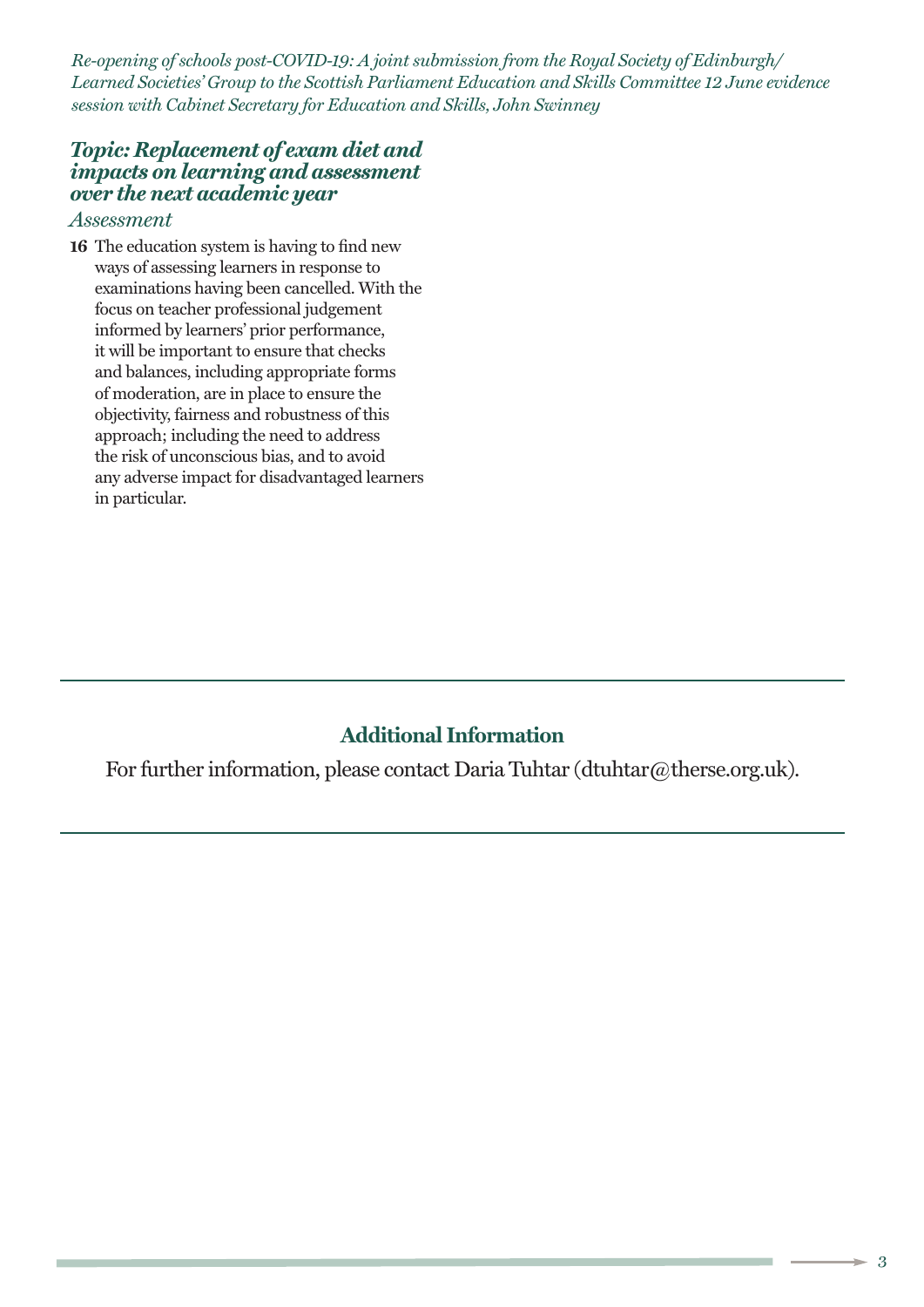## Topic: Replacement of exam diet and impacts on learning and assessment over the next academic year

### *Assessment*

**16** The education system is having to find new ways of assessing learners in response to examinations having been cancelled. With the focus on teacher professional judgement informed by learners' prior performance, it will be important to ensure that checks and balances, including appropriate forms of moderation, are in place to ensure the objectivity, fairness and robustness of this approach; including the need to address the risk of unconscious bias, and to avoid any adverse impact for disadvantaged learners in particular.

---

## Additional Information

For further information, please contact Daria Tuhtar (dtuhtar@therse.org.uk).

---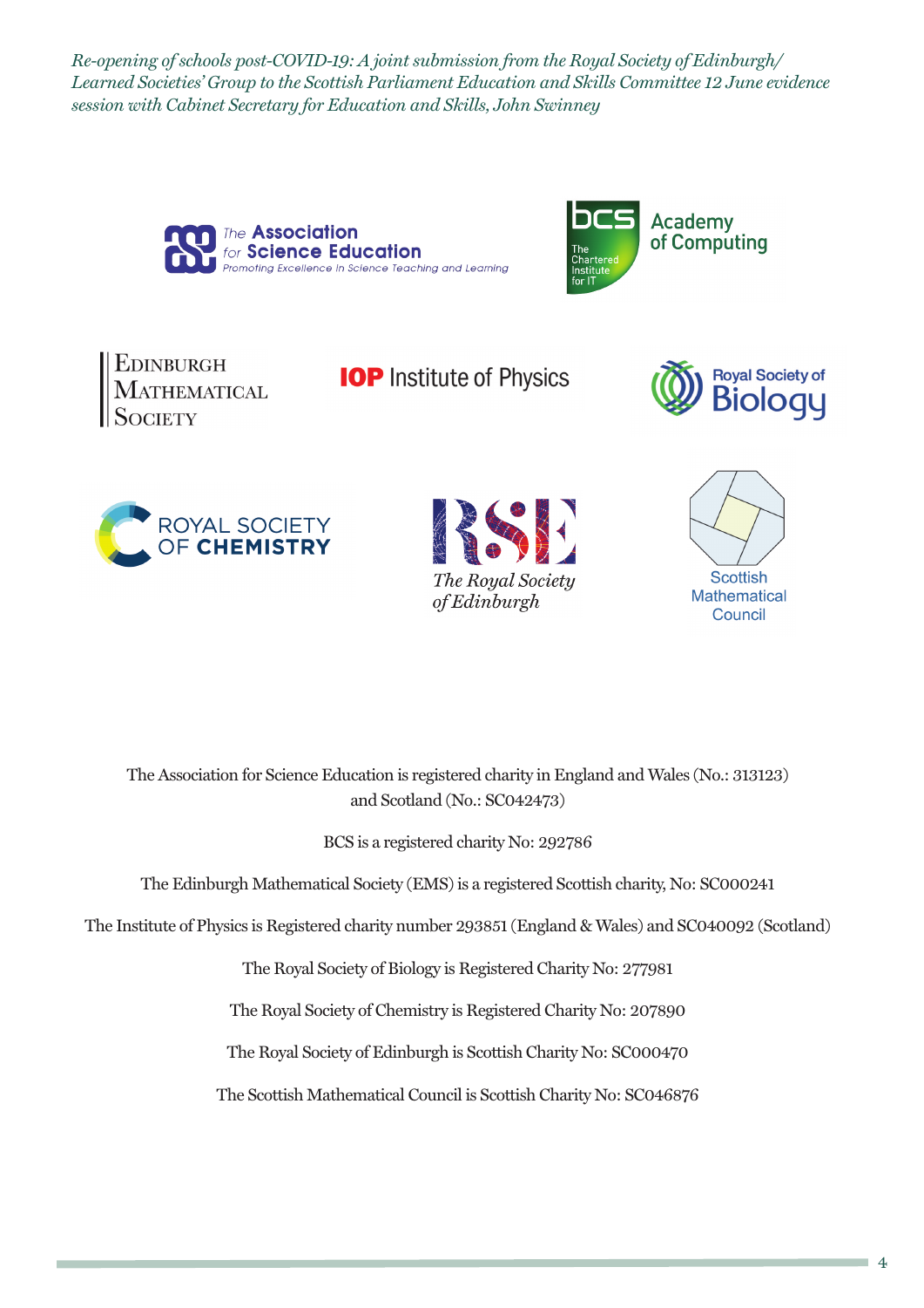*Re-opening of schools post-COVID-19: A joint submission from the Royal Society of Edinburgh/ Learned Societies' Group to the Scottish Parliament Education and Skills Committee 12 June evidence session with Cabinet Secretary for Education and Skills, John Swinney*

The Association for Science Education is registered charity in England and Wales (No.: 313123) and Scotland (No.: SC042473)

BCS is a registered charity No: 292786

The Edinburgh Mathematical Society (EMS) is a registered Scottish charity, No: SC000241

The Institute of Physics is Registered charity number 293851 (England & Wales) and SC040092 (Scotland)

The Royal Society of Biology is Registered Charity No: 277981

The Royal Society of Chemistry is Registered Charity No: 207890

The Royal Society of Edinburgh is Scottish Charity No: SC000470

The Scottish Mathematical Council is Scottish Charity No: SC046876